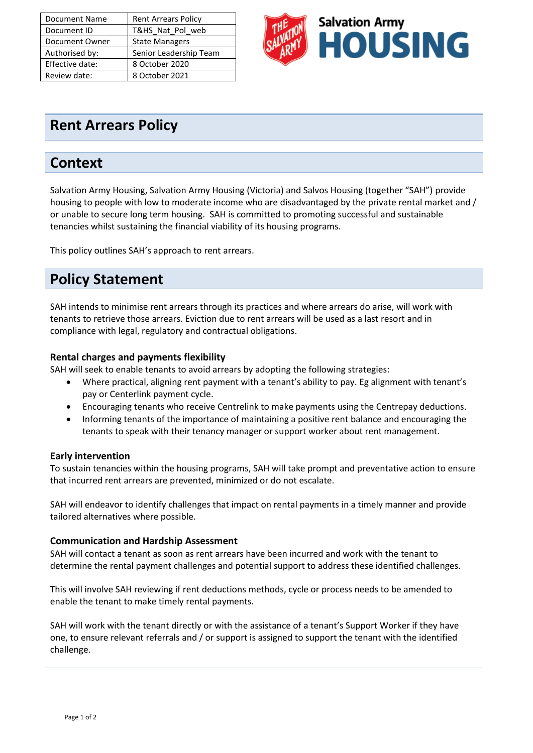| Document Name | Rent Arrears Policy |
|---|---|
| Document ID | T&HS_Nat_Pol_web |
| Document Owner | State Managers |
| Authorised by: | Senior Leadership Team |
| Effective date: | 8 October 2020 |
| Review date: | 8 October 2021 |

# Rent Arrears Policy

## Context

Salvation Army Housing, Salvation Army Housing (Victoria) and Salvos Housing (together "SAH") provide housing to people with low to moderate income who are disadvantaged by the private rental market and / or unable to secure long term housing. SAH is committed to promoting successful and sustainable tenancies whilst sustaining the financial viability of its housing programs.

This policy outlines SAH's approach to rent arrears.

## Policy Statement

SAH intends to minimise rent arrears through its practices and where arrears do arise, will work with tenants to retrieve those arrears. Eviction due to rent arrears will be used as a last resort and in compliance with legal, regulatory and contractual obligations.

### Rental charges and payments flexibility

SAH will seek to enable tenants to avoid arrears by adopting the following strategies:

- Where practical, aligning rent payment with a tenant's ability to pay. Eg alignment with tenant's pay or Centerlink payment cycle.
- Encouraging tenants who receive Centrelink to make payments using the Centrepay deductions.
- Informing tenants of the importance of maintaining a positive rent balance and encouraging the tenants to speak with their tenancy manager or support worker about rent management.

### Early intervention

To sustain tenancies within the housing programs, SAH will take prompt and preventative action to ensure that incurred rent arrears are prevented, minimized or do not escalate.

SAH will endeavor to identify challenges that impact on rental payments in a timely manner and provide tailored alternatives where possible.

### Communication and Hardship Assessment

SAH will contact a tenant as soon as rent arrears have been incurred and work with the tenant to determine the rental payment challenges and potential support to address these identified challenges.

This will involve SAH reviewing if rent deductions methods, cycle or process needs to be amended to enable the tenant to make timely rental payments.

SAH will work with the tenant directly or with the assistance of a tenant's Support Worker if they have one, to ensure relevant referrals and / or support is assigned to support the tenant with the identified challenge.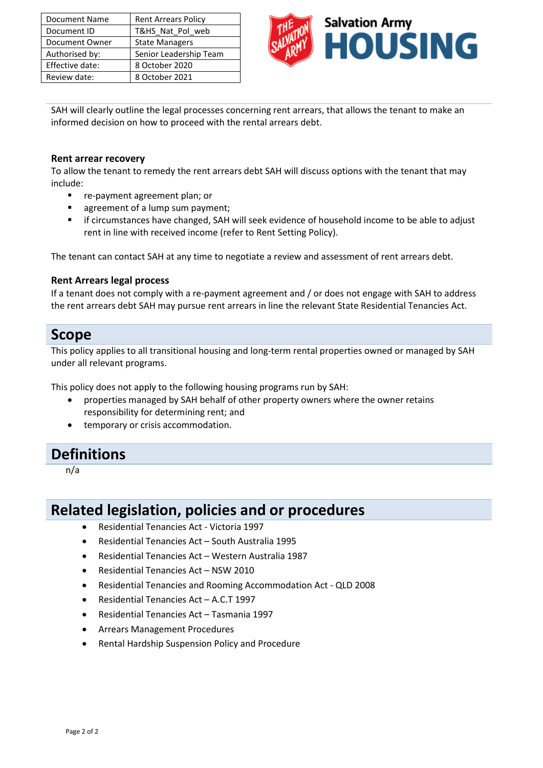| | |
|---|---|
| Document Name | Rent Arrears Policy |
| Document ID | T&HS_Nat_Pol_web |
| Document Owner | State Managers |
| Authorised by: | Senior Leadership Team |
| Effective date: | 8 October 2020 |
| Review date: | 8 October 2021 |

Salvation Army HOUSING

SAH will clearly outline the legal processes concerning rent arrears, that allows the tenant to make an informed decision on how to proceed with the rental arrears debt.

**Rent arrear recovery**

To allow the tenant to remedy the rent arrears debt SAH will discuss options with the tenant that may include:

- re-payment agreement plan; or
- agreement of a lump sum payment;
- if circumstances have changed, SAH will seek evidence of household income to be able to adjust rent in line with received income (refer to Rent Setting Policy).

The tenant can contact SAH at any time to negotiate a review and assessment of rent arrears debt.

**Rent Arrears legal process**

If a tenant does not comply with a re-payment agreement and / or does not engage with SAH to address the rent arrears debt SAH may pursue rent arrears in line the relevant State Residential Tenancies Act.

## Scope

This policy applies to all transitional housing and long-term rental properties owned or managed by SAH under all relevant programs.

This policy does not apply to the following housing programs run by SAH:

- properties managed by SAH behalf of other property owners where the owner retains responsibility for determining rent; and
- temporary or crisis accommodation.

## Definitions

n/a

## Related legislation, policies and or procedures

- Residential Tenancies Act - Victoria 1997
- Residential Tenancies Act – South Australia 1995
- Residential Tenancies Act – Western Australia 1987
- Residential Tenancies Act – NSW 2010
- Residential Tenancies and Rooming Accommodation Act - QLD 2008
- Residential Tenancies Act – A.C.T 1997
- Residential Tenancies Act – Tasmania 1997
- Arrears Management Procedures
- Rental Hardship Suspension Policy and Procedure